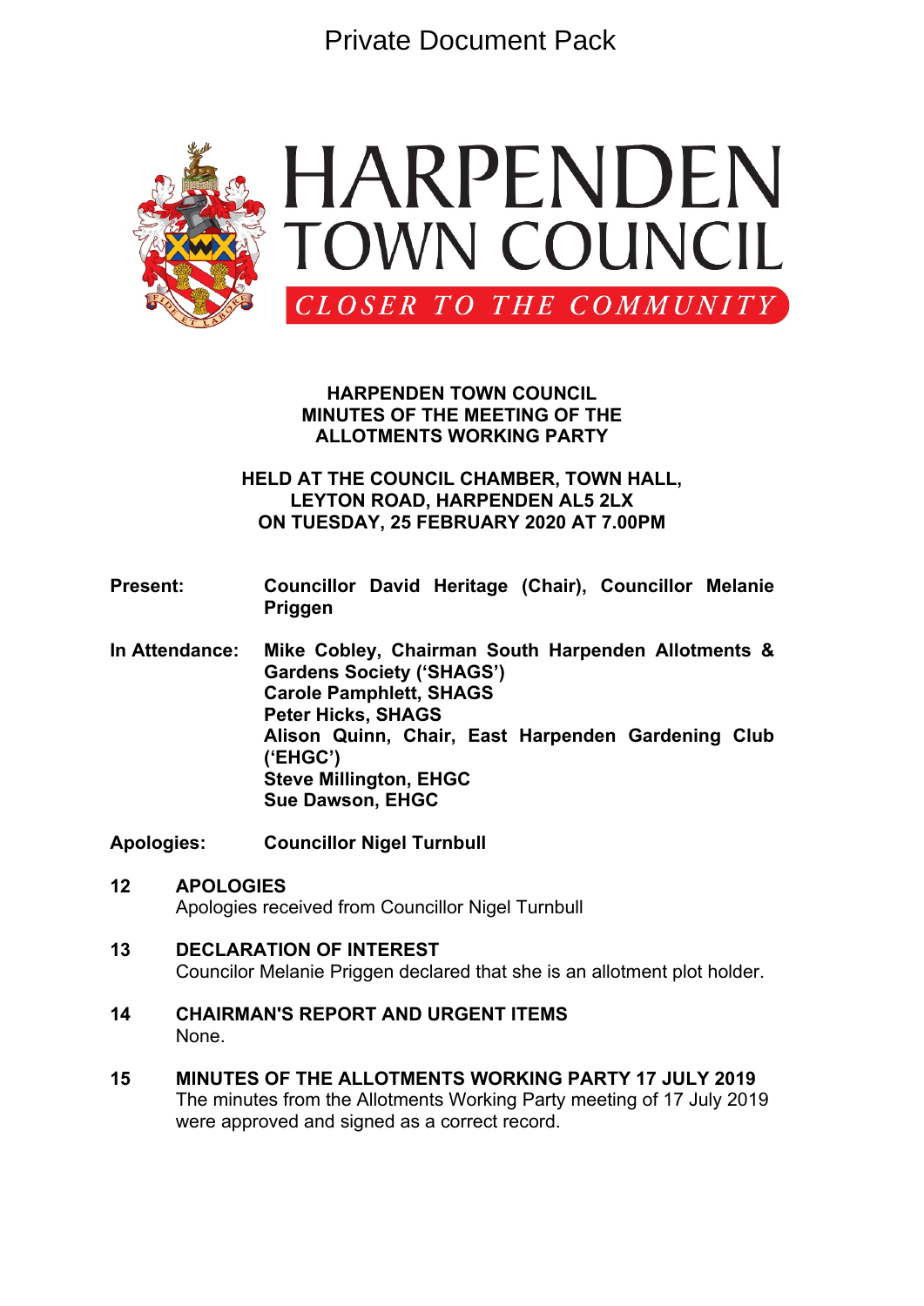Private Document Pack

HARPENDEN TOWN COUNCIL

CLOSER TO THE COMMUNITY

# HARPENDEN TOWN COUNCIL
# MINUTES OF THE MEETING OF THE ALLOTMENTS WORKING PARTY

## HELD AT THE COUNCIL CHAMBER, TOWN HALL, LEYTON ROAD, HARPENDEN AL5 2LX ON TUESDAY, 25 FEBRUARY 2020 AT 7.00PM

**Present:** **Councillor David Heritage (Chair), Councillor Melanie Priggen**

**In Attendance:** **Mike Cobley, Chairman South Harpenden Allotments & Gardens Society ('SHAGS')**
**Carole Pamphlett, SHAGS**
**Peter Hicks, SHAGS**
**Alison Quinn, Chair, East Harpenden Gardening Club ('EHGC')**
**Steve Millington, EHGC**
**Sue Dawson, EHGC**

**Apologies:** **Councillor Nigel Turnbull**

**12 APOLOGIES**
Apologies received from Councillor Nigel Turnbull

**13 DECLARATION OF INTEREST**
Councilor Melanie Priggen declared that she is an allotment plot holder.

**14 CHAIRMAN'S REPORT AND URGENT ITEMS**
None.

**15 MINUTES OF THE ALLOTMENTS WORKING PARTY 17 JULY 2019**
The minutes from the Allotments Working Party meeting of 17 July 2019 were approved and signed as a correct record.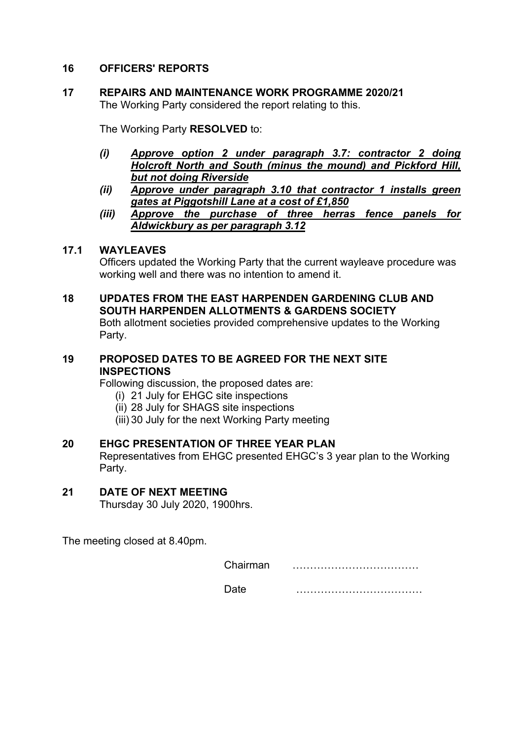## 16 OFFICERS' REPORTS

## 17 REPAIRS AND MAINTENANCE WORK PROGRAMME 2020/21

The Working Party considered the report relating to this.

The Working Party **RESOLVED** to:

*(i)* ***Approve option 2 under paragraph 3.7: contractor 2 doing Holcroft North and South (minus the mound) and Pickford Hill, but not doing Riverside***

*(ii)* ***Approve under paragraph 3.10 that contractor 1 installs green gates at Piggotshill Lane at a cost of £1,850***

*(iii)* ***Approve the purchase of three herras fence panels for Aldwickbury as per paragraph 3.12***

### 17.1 WAYLEAVES

Officers updated the Working Party that the current wayleave procedure was working well and there was no intention to amend it.

## 18 UPDATES FROM THE EAST HARPENDEN GARDENING CLUB AND SOUTH HARPENDEN ALLOTMENTS & GARDENS SOCIETY

Both allotment societies provided comprehensive updates to the Working Party.

## 19 PROPOSED DATES TO BE AGREED FOR THE NEXT SITE INSPECTIONS

Following discussion, the proposed dates are:

(i) 21 July for EHGC site inspections
(ii) 28 July for SHAGS site inspections
(iii) 30 July for the next Working Party meeting

## 20 EHGC PRESENTATION OF THREE YEAR PLAN

Representatives from EHGC presented EHGC's 3 year plan to the Working Party.

## 21 DATE OF NEXT MEETING

Thursday 30 July 2020, 1900hrs.

The meeting closed at 8.40pm.

Chairman ………………………………

Date ………………………………